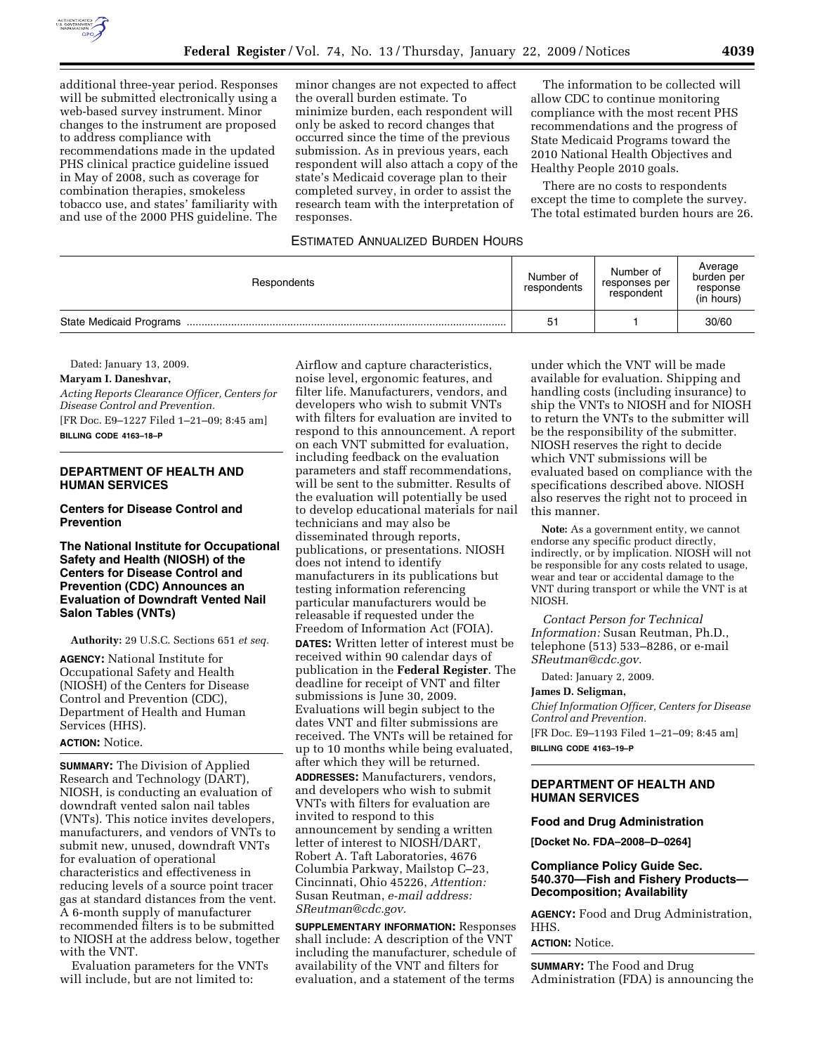additional three-year period. Responses will be submitted electronically using a web-based survey instrument. Minor changes to the instrument are proposed to address compliance with recommendations made in the updated PHS clinical practice guideline issued in May of 2008, such as coverage for combination therapies, smokeless tobacco use, and states' familiarity with and use of the 2000 PHS guideline. The minor changes are not expected to affect the overall burden estimate. To minimize burden, each respondent will only be asked to record changes that occurred since the time of the previous submission. As in previous years, each respondent will also attach a copy of the state's Medicaid coverage plan to their completed survey, in order to assist the research team with the interpretation of responses.

The information to be collected will allow CDC to continue monitoring compliance with the most recent PHS recommendations and the progress of State Medicaid Programs toward the 2010 National Health Objectives and Healthy People 2010 goals.

There are no costs to respondents except the time to complete the survey. The total estimated burden hours are 26.

ESTIMATED ANNUALIZED BURDEN HOURS

| Respondents | Number of respondents | Number of responses per respondent | Average burden per response (in hours) |
|---|---|---|---|
| State Medicaid Programs | 51 | 1 | 30/60 |

Dated: January 13, 2009.

**Maryam I. Daneshvar,**

*Acting Reports Clearance Officer, Centers for Disease Control and Prevention.*

[FR Doc. E9–1227 Filed 1–21–09; 8:45 am]

**BILLING CODE 4163–18–P**

## DEPARTMENT OF HEALTH AND HUMAN SERVICES

### Centers for Disease Control and Prevention

### The National Institute for Occupational Safety and Health (NIOSH) of the Centers for Disease Control and Prevention (CDC) Announces an Evaluation of Downdraft Vented Nail Salon Tables (VNTs)

**Authority:** 29 U.S.C. Sections 651 *et seq.*

**AGENCY:** National Institute for Occupational Safety and Health (NIOSH) of the Centers for Disease Control and Prevention (CDC), Department of Health and Human Services (HHS).

**ACTION:** Notice.

**SUMMARY:** The Division of Applied Research and Technology (DART), NIOSH, is conducting an evaluation of downdraft vented salon nail tables (VNTs). This notice invites developers, manufacturers, and vendors of VNTs to submit new, unused, downdraft VNTs for evaluation of operational characteristics and effectiveness in reducing levels of a source point tracer gas at standard distances from the vent. A 6-month supply of manufacturer recommended filters is to be submitted to NIOSH at the address below, together with the VNT.

Evaluation parameters for the VNTs will include, but are not limited to: Airflow and capture characteristics, noise level, ergonomic features, and filter life. Manufacturers, vendors, and developers who wish to submit VNTs with filters for evaluation are invited to respond to this announcement. A report on each VNT submitted for evaluation, including feedback on the evaluation parameters and staff recommendations, will be sent to the submitter. Results of the evaluation will potentially be used to develop educational materials for nail technicians and may also be disseminated through reports, publications, or presentations. NIOSH does not intend to identify manufacturers in its publications but testing information referencing particular manufacturers would be releasable if requested under the Freedom of Information Act (FOIA).

**DATES:** Written letter of interest must be received within 90 calendar days of publication in the **Federal Register**. The deadline for receipt of VNT and filter submissions is June 30, 2009. Evaluations will begin subject to the dates VNT and filter submissions are received. The VNTs will be retained for up to 10 months while being evaluated, after which they will be returned.

**ADDRESSES:** Manufacturers, vendors, and developers who wish to submit VNTs with filters for evaluation are invited to respond to this announcement by sending a written letter of interest to NIOSH/DART, Robert A. Taft Laboratories, 4676 Columbia Parkway, Mailstop C–23, Cincinnati, Ohio 45226, *Attention:* Susan Reutman, *e-mail address: SReutman@cdc.gov.*

**SUPPLEMENTARY INFORMATION:** Responses shall include: A description of the VNT including the manufacturer, schedule of availability of the VNT and filters for evaluation, and a statement of the terms under which the VNT will be made available for evaluation. Shipping and handling costs (including insurance) to ship the VNTs to NIOSH and for NIOSH to return the VNTs to the submitter will be the responsibility of the submitter. NIOSH reserves the right to decide which VNT submissions will be evaluated based on compliance with the specifications described above. NIOSH also reserves the right not to proceed in this manner.

**Note:** As a government entity, we cannot endorse any specific product directly, indirectly, or by implication. NIOSH will not be responsible for any costs related to usage, wear and tear or accidental damage to the VNT during transport or while the VNT is at NIOSH.

*Contact Person for Technical Information:* Susan Reutman, Ph.D., telephone (513) 533–8286, or e-mail *SReutman@cdc.gov.*

Dated: January 2, 2009.

**James D. Seligman,**

*Chief Information Officer, Centers for Disease Control and Prevention.*

[FR Doc. E9–1193 Filed 1–21–09; 8:45 am]

**BILLING CODE 4163–19–P**

## DEPARTMENT OF HEALTH AND HUMAN SERVICES

### Food and Drug Administration

**[Docket No. FDA–2008–D–0264]**

### Compliance Policy Guide Sec. 540.370—Fish and Fishery Products—Decomposition; Availability

**AGENCY:** Food and Drug Administration, HHS.

**ACTION:** Notice.

**SUMMARY:** The Food and Drug Administration (FDA) is announcing the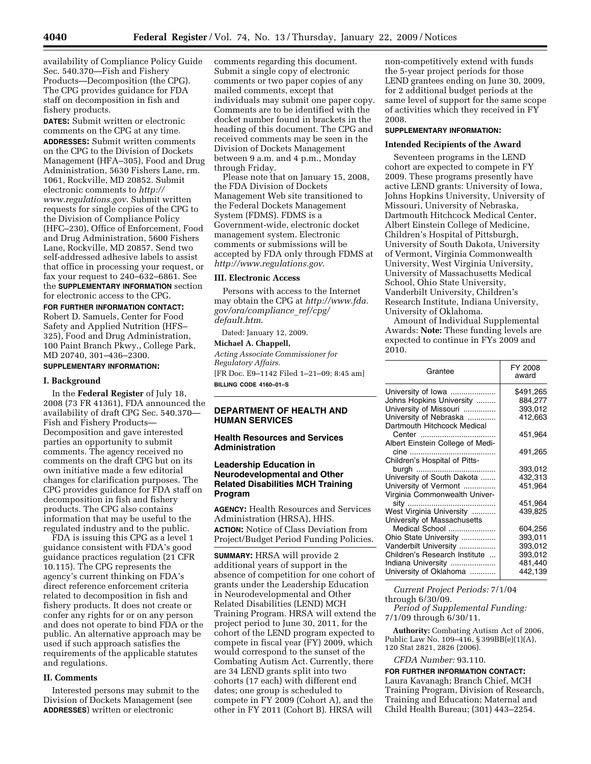availability of Compliance Policy Guide Sec. 540.370—Fish and Fishery Products—Decomposition (the CPG). The CPG provides guidance for FDA staff on decomposition in fish and fishery products.

**DATES:** Submit written or electronic comments on the CPG at any time.

**ADDRESSES:** Submit written comments on the CPG to the Division of Dockets Management (HFA–305), Food and Drug Administration, 5630 Fishers Lane, rm. 1061, Rockville, MD 20852. Submit electronic comments to *http://www.regulations.gov*. Submit written requests for single copies of the CPG to the Division of Compliance Policy (HFC–230), Office of Enforcement, Food and Drug Administration, 5600 Fishers Lane, Rockville, MD 20857. Send two self-addressed adhesive labels to assist that office in processing your request, or fax your request to 240–632–6861. See the **SUPPLEMENTARY INFORMATION** section for electronic access to the CPG.

**FOR FURTHER INFORMATION CONTACT:** Robert D. Samuels, Center for Food Safety and Applied Nutrition (HFS–325), Food and Drug Administration, 100 Paint Branch Pkwy., College Park, MD 20740, 301–436–2300.

**SUPPLEMENTARY INFORMATION:**

### I. Background

In the **Federal Register** of July 18, 2008 (73 FR 41361), FDA announced the availability of draft CPG Sec. 540.370—Fish and Fishery Products—Decomposition and gave interested parties an opportunity to submit comments. The agency received no comments on the draft CPG but on its own initiative made a few editorial changes for clarification purposes. The CPG provides guidance for FDA staff on decomposition in fish and fishery products. The CPG also contains information that may be useful to the regulated industry and to the public.

FDA is issuing this CPG as a level 1 guidance consistent with FDA's good guidance practices regulation (21 CFR 10.115). The CPG represents the agency's current thinking on FDA's direct reference enforcement criteria related to decomposition in fish and fishery products. It does not create or confer any rights for or on any person and does not operate to bind FDA or the public. An alternative approach may be used if such approach satisfies the requirements of the applicable statutes and regulations.

### II. Comments

Interested persons may submit to the Division of Dockets Management (see **ADDRESSES**) written or electronic comments regarding this document. Submit a single copy of electronic comments or two paper copies of any mailed comments, except that individuals may submit one paper copy. Comments are to be identified with the docket number found in brackets in the heading of this document. The CPG and received comments may be seen in the Division of Dockets Management between 9 a.m. and 4 p.m., Monday through Friday.

Please note that on January 15, 2008, the FDA Division of Dockets Management Web site transitioned to the Federal Dockets Management System (FDMS). FDMS is a Government-wide, electronic docket management system. Electronic comments or submissions will be accepted by FDA only through FDMS at *http://www.regulations.gov*.

### III. Electronic Access

Persons with access to the Internet may obtain the CPG at *http://www.fda.gov/ora/compliance_ref/cpg/default.htm*.

Dated: January 12, 2009.

**Michael A. Chappell,**

*Acting Associate Commissioner for Regulatory Affairs.*

[FR Doc. E9–1142 Filed 1–21–09; 8:45 am]

**BILLING CODE 4160–01–S**

## DEPARTMENT OF HEALTH AND HUMAN SERVICES

### Health Resources and Services Administration

### Leadership Education in Neurodevelopmental and Other Related Disabilities MCH Training Program

**AGENCY:** Health Resources and Services Administration (HRSA), HHS.

**ACTION:** Notice of Class Deviation from Project/Budget Period Funding Policies.

**SUMMARY:** HRSA will provide 2 additional years of support in the absence of competition for one cohort of grants under the Leadership Education in Neurodevelopmental and Other Related Disabilities (LEND) MCH Training Program. HRSA will extend the project period to June 30, 2011, for the cohort of the LEND program expected to compete in fiscal year (FY) 2009, which would correspond to the sunset of the Combating Autism Act. Currently, there are 34 LEND grants split into two cohorts (17 each) with different end dates; one group is scheduled to compete in FY 2009 (Cohort A), and the other in FY 2011 (Cohort B). HRSA will non-competitively extend with funds the 5-year project periods for those LEND grantees ending on June 30, 2009, for 2 additional budget periods at the same level of support for the same scope of activities which they received in FY 2008.

**SUPPLEMENTARY INFORMATION:**

**Intended Recipients of the Award**

Seventeen programs in the LEND cohort are expected to compete in FY 2009. These programs presently have active LEND grants: University of Iowa, Johns Hopkins University, University of Missouri, University of Nebraska, Dartmouth Hitchcock Medical Center, Albert Einstein College of Medicine, Children's Hospital of Pittsburgh, University of South Dakota, University of Vermont, Virginia Commonwealth University, West Virginia University, University of Massachusetts Medical School, Ohio State University, Vanderbilt University, Children's Research Institute, Indiana University, University of Oklahoma.

Amount of Individual Supplemental Awards: **Note:** These funding levels are expected to continue in FYs 2009 and 2010.

| Grantee | FY 2008 award |
|---|---|
| University of Iowa | $491,265 |
| Johns Hopkins University | 884,277 |
| University of Missouri | 393,012 |
| University of Nebraska | 412,663 |
| Dartmouth Hitchcock Medical Center | 451,964 |
| Albert Einstein College of Medicine | 491,265 |
| Children's Hospital of Pittsburgh | 393,012 |
| University of South Dakota | 432,313 |
| University of Vermont | 451,964 |
| Virginia Commonwealth University | 451,964 |
| West Virginia University | 439,825 |
| University of Massachusetts Medical School | 604,256 |
| Ohio State University | 393,011 |
| Vanderbilt University | 393,012 |
| Children's Research Institute | 393,012 |
| Indiana University | 481,440 |
| University of Oklahoma | 442,139 |

*Current Project Periods:* 7/1/04 through 6/30/09.

*Period of Supplemental Funding:* 7/1/09 through 6/30/11.

**Authority:** Combating Autism Act of 2006, Public Law No. 109–416, § 399BB(e)(1)(A), 120 Stat 2821, 2826 (2006).

*CFDA Number:* 93.110.

**FOR FURTHER INFORMATION CONTACT:** Laura Kavanagh; Branch Chief, MCH Training Program, Division of Research, Training and Education; Maternal and Child Health Bureau; (301) 443–2254.